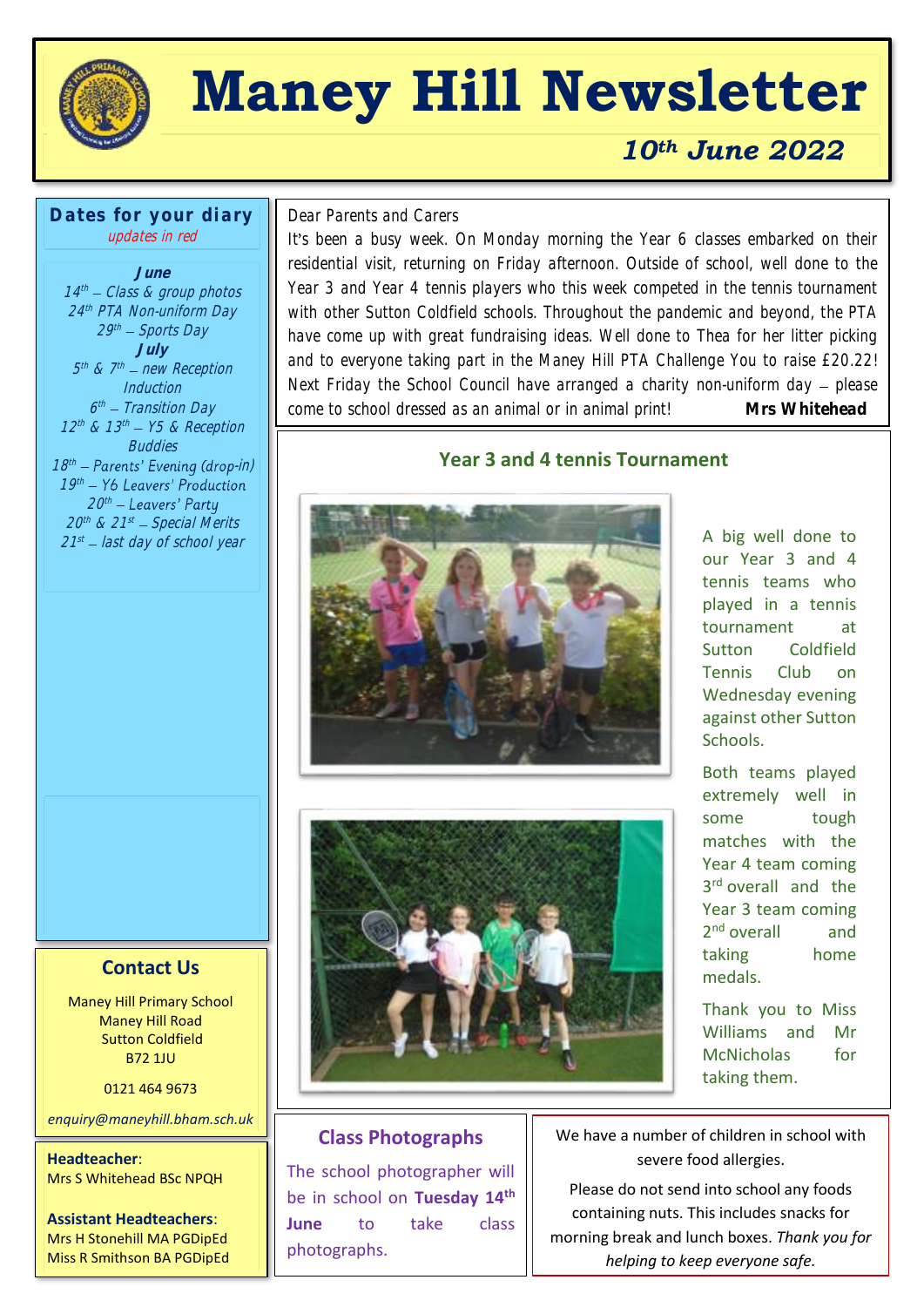# Maney Hill Newsletter

***10th June 2022***

## Dates for your diary

*updates in red*

***June***

*14th – Class & group photos*
*24th PTA Non-uniform Day*
*29th – Sports Day*

***July***

*5th & 7th – new Reception Induction*
*6th – Transition Day*
*12th & 13th – Y5 & Reception Buddies*
*18th – Parents' Evening (drop-in)*
*19th – Y6 Leavers' Production*
*20th – Leavers' Party*
*20th & 21st – Special Merits*
*21st – last day of school year*

Dear Parents and Carers

It's been a busy week. On Monday morning the Year 6 classes embarked on their residential visit, returning on Friday afternoon. Outside of school, well done to the Year 3 and Year 4 tennis players who this week competed in the tennis tournament with other Sutton Coldfield schools. Throughout the pandemic and beyond, the PTA have come up with great fundraising ideas. Well done to Thea for her litter picking and to everyone taking part in the Maney Hill PTA Challenge You to raise £20.22! Next Friday the School Council have arranged a charity non-uniform day – please come to school dressed as an animal or in animal print! **Mrs Whitehead**

## Year 3 and 4 tennis Tournament

A big well done to our Year 3 and 4 tennis teams who played in a tennis tournament at Sutton Coldfield Tennis Club on Wednesday evening against other Sutton Schools.

Both teams played extremely well in some tough matches with the Year 4 team coming 3rd overall and the Year 3 team coming 2nd overall and taking home medals.

Thank you to Miss Williams and Mr McNicholas for taking them.

## Class Photographs

The school photographer will be in school on **Tuesday 14th June** to take class photographs.

We have a number of children in school with severe food allergies.

Please do not send into school any foods containing nuts. This includes snacks for morning break and lunch boxes. *Thank you for helping to keep everyone safe.*

## Contact Us

Maney Hill Primary School
Maney Hill Road
Sutton Coldfield
B72 1JU

0121 464 9673

*enquiry@maneyhill.bham.sch.uk*

**Headteacher**:
Mrs S Whitehead BSc NPQH

**Assistant Headteachers**:
Mrs H Stonehill MA PGDipEd
Miss R Smithson BA PGDipEd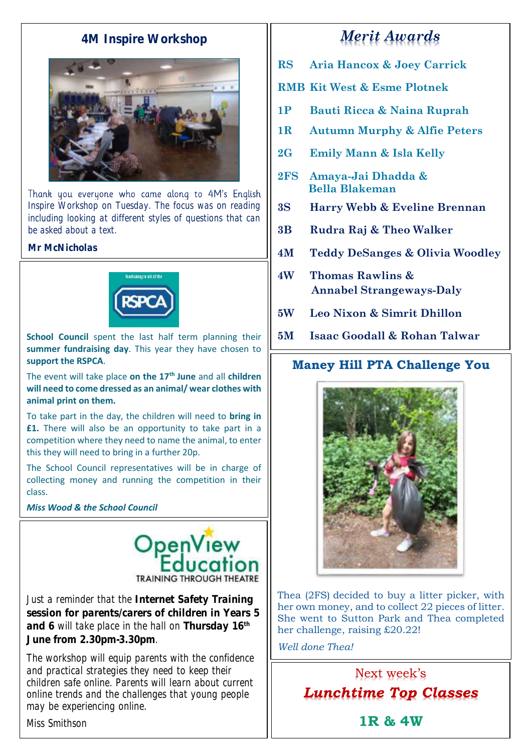## 4M Inspire Workshop

Thank you everyone who came along to 4M's English Inspire Workshop on Tuesday. The focus was on reading including looking at different styles of questions that can be asked about a text.

**Mr McNicholas**

**School Council** spent the last half term planning their **summer fundraising day**. This year they have chosen to **support the RSPCA**.

The event will take place **on the 17th June** and all **children will need to come dressed as an animal/ wear clothes with animal print on them.**

To take part in the day, the children will need to **bring in £1.** There will also be an opportunity to take part in a competition where they need to name the animal, to enter this they will need to bring in a further 20p.

The School Council representatives will be in charge of collecting money and running the competition in their class.

***Miss Wood & the School Council***

OpenView Education
TRAINING THROUGH THEATRE

Just a reminder that the **Internet Safety Training session for parents/carers of children in Years 5 and 6** will take place in the hall on **Thursday 16th June from 2.30pm-3.30pm**.

The workshop will equip parents with the confidence and practical strategies they need to keep their children safe online. Parents will learn about current online trends and the challenges that young people may be experiencing online.

Miss Smithson

## *Merit Awards*

| | |
|---|---|
| RS | Aria Hancox & Joey Carrick |
| RMB | Kit West & Esme Plotnek |
| 1P | Bauti Ricca & Naina Ruprah |
| 1R | Autumn Murphy & Alfie Peters |
| 2G | Emily Mann & Isla Kelly |
| 2FS | Amaya-Jai Dhadda & Bella Blakeman |
| 3S | Harry Webb & Eveline Brennan |
| 3B | Rudra Raj & Theo Walker |
| 4M | Teddy DeSanges & Olivia Woodley |
| 4W | Thomas Rawlins & Annabel Strangeways-Daly |
| 5W | Leo Nixon & Simrit Dhillon |
| 5M | Isaac Goodall & Rohan Talwar |

## Maney Hill PTA Challenge You

Thea (2FS) decided to buy a litter picker, with her own money, and to collect 22 pieces of litter. She went to Sutton Park and Thea completed her challenge, raising £20.22!

*Well done Thea!*

Next week's

***Lunchtime Top Classes***

**1R & 4W**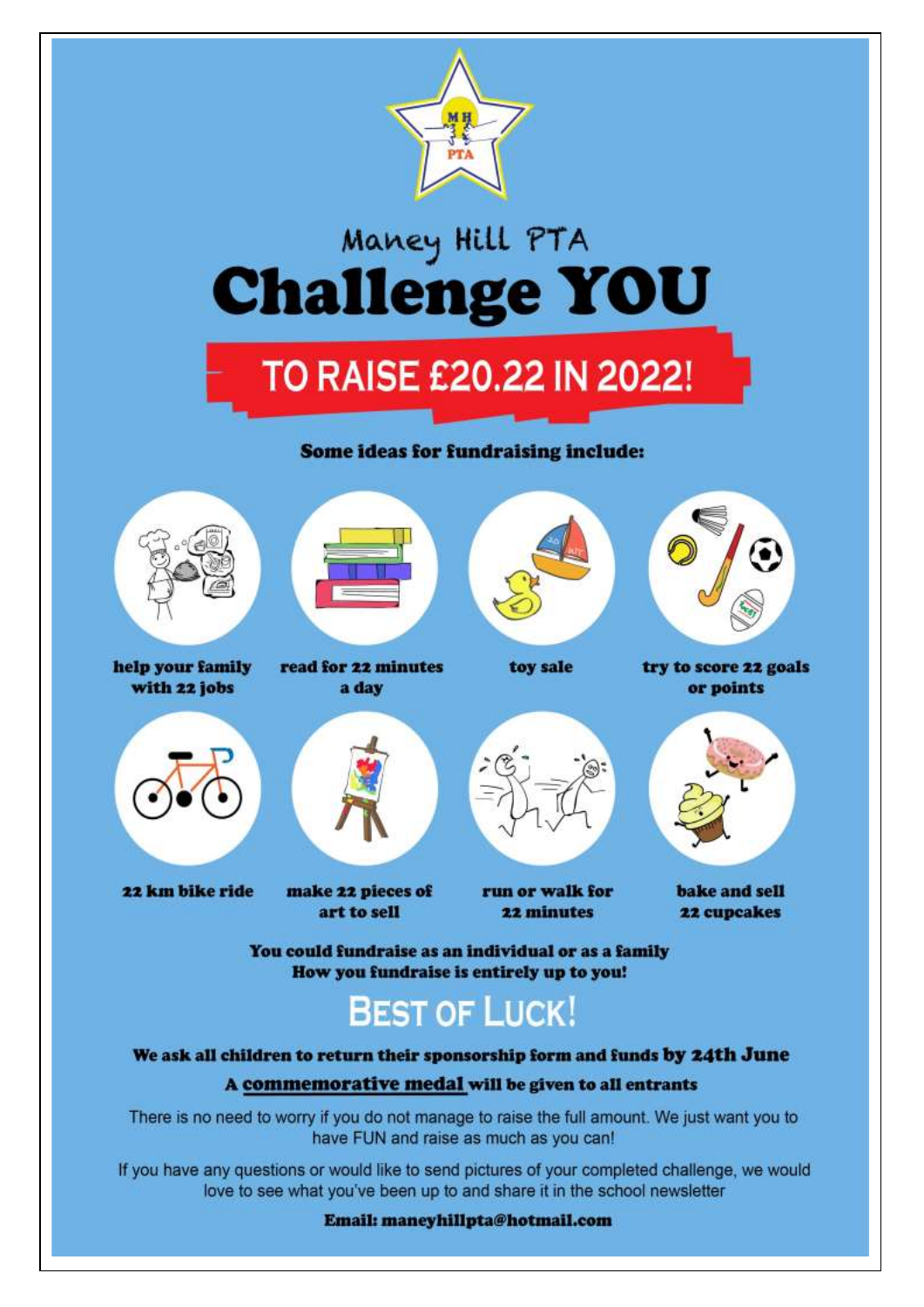# Maney Hill PTA

# Challenge YOU

## TO RAISE £20.22 IN 2022!

**Some ideas for fundraising include:**

- **help your family with 22 jobs**
- **read for 22 minutes a day**
- **toy sale**
- **try to score 22 goals or points**
- **22 km bike ride**
- **make 22 pieces of art to sell**
- **run or walk for 22 minutes**
- **bake and sell 22 cupcakes**

**You could fundraise as an individual or as a family**
**How you fundraise is entirely up to you!**

## BEST OF LUCK!

**We ask all children to return their sponsorship form and funds by 24th June**

**A commemorative medal will be given to all entrants**

There is no need to worry if you do not manage to raise the full amount. We just want you to have FUN and raise as much as you can!

If you have any questions or would like to send pictures of your completed challenge, we would love to see what you've been up to and share it in the school newsletter

**Email: maneyhillpta@hotmail.com**